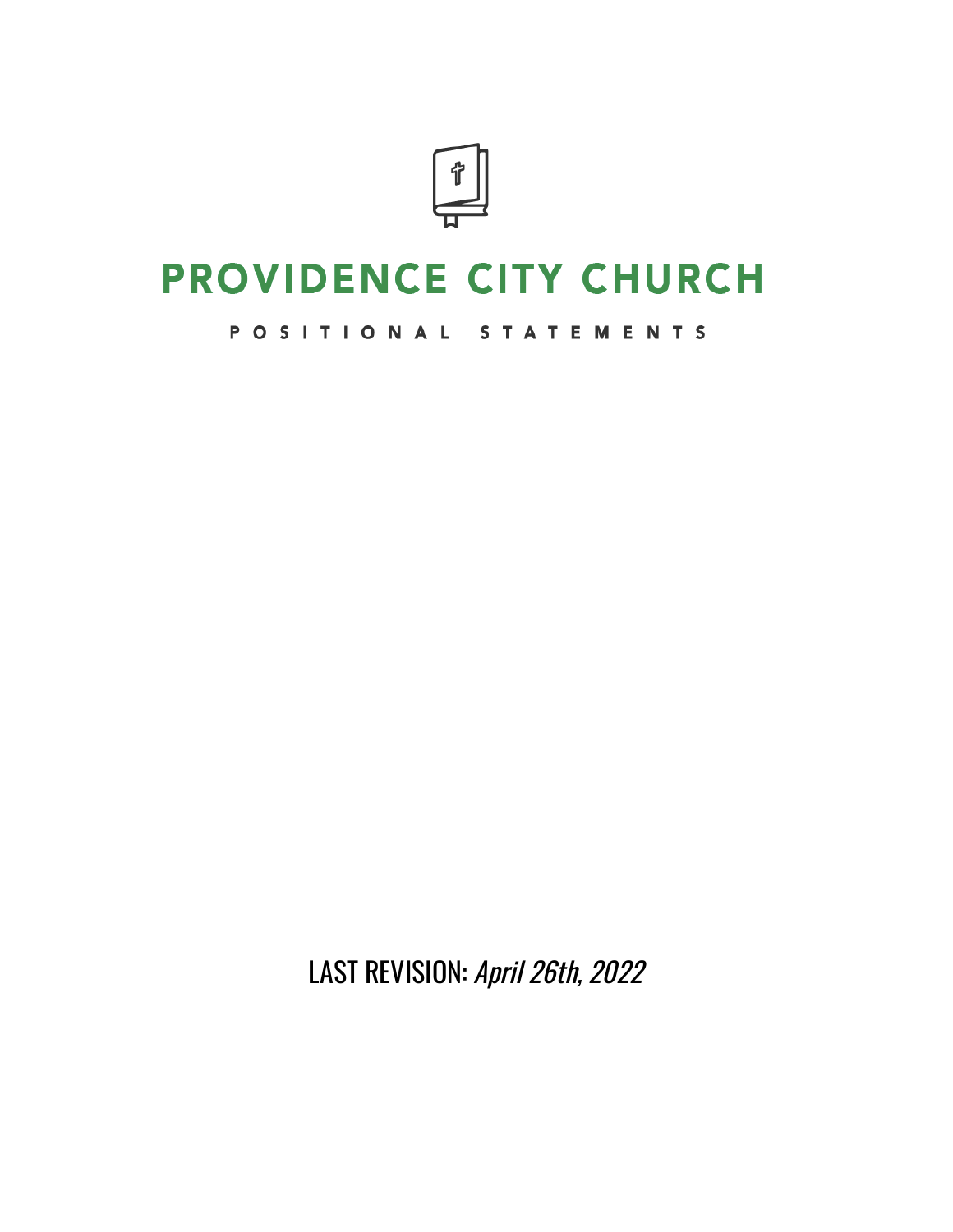# PROVIDENCE CITY CHURCH

POSITIONAL STATEMENTS

LAST REVISION: *April 26th, 2022*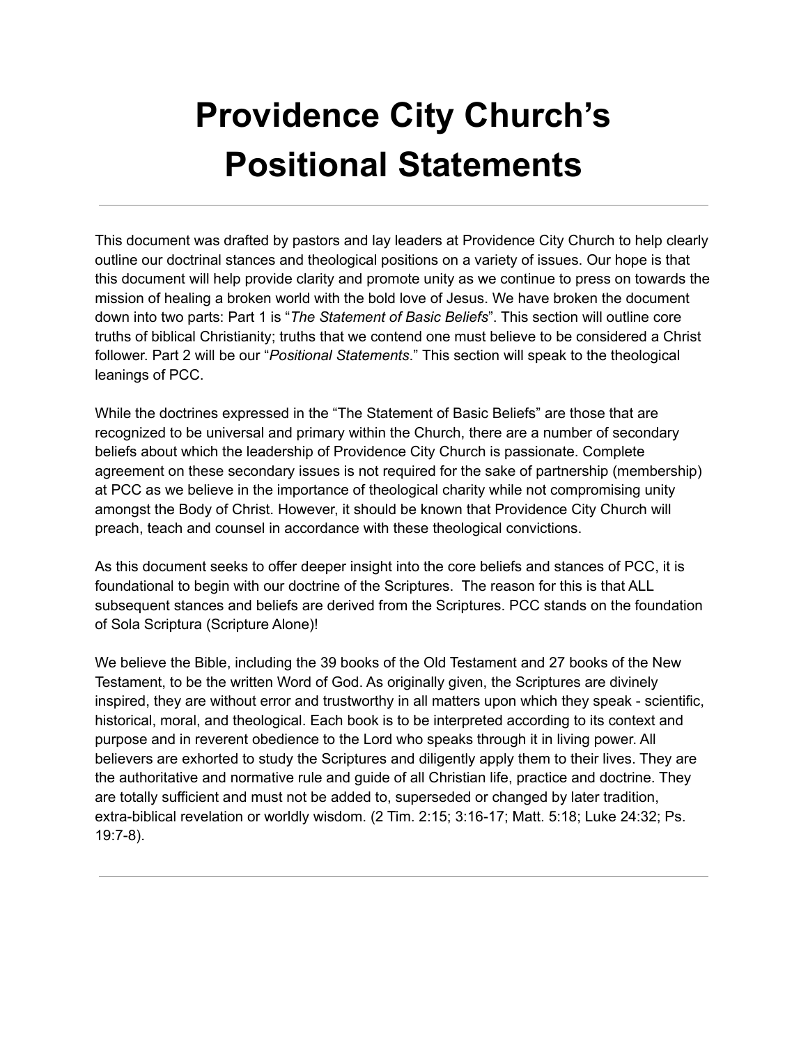# Providence City Church's Positional Statements

---

This document was drafted by pastors and lay leaders at Providence City Church to help clearly outline our doctrinal stances and theological positions on a variety of issues. Our hope is that this document will help provide clarity and promote unity as we continue to press on towards the mission of healing a broken world with the bold love of Jesus. We have broken the document down into two parts: Part 1 is "*The Statement of Basic Beliefs*". This section will outline core truths of biblical Christianity; truths that we contend one must believe to be considered a Christ follower. Part 2 will be our "*Positional Statements*." This section will speak to the theological leanings of PCC.

While the doctrines expressed in the "The Statement of Basic Beliefs" are those that are recognized to be universal and primary within the Church, there are a number of secondary beliefs about which the leadership of Providence City Church is passionate. Complete agreement on these secondary issues is not required for the sake of partnership (membership) at PCC as we believe in the importance of theological charity while not compromising unity amongst the Body of Christ. However, it should be known that Providence City Church will preach, teach and counsel in accordance with these theological convictions.

As this document seeks to offer deeper insight into the core beliefs and stances of PCC, it is foundational to begin with our doctrine of the Scriptures. The reason for this is that ALL subsequent stances and beliefs are derived from the Scriptures. PCC stands on the foundation of Sola Scriptura (Scripture Alone)!

We believe the Bible, including the 39 books of the Old Testament and 27 books of the New Testament, to be the written Word of God. As originally given, the Scriptures are divinely inspired, they are without error and trustworthy in all matters upon which they speak - scientific, historical, moral, and theological. Each book is to be interpreted according to its context and purpose and in reverent obedience to the Lord who speaks through it in living power. All believers are exhorted to study the Scriptures and diligently apply them to their lives. They are the authoritative and normative rule and guide of all Christian life, practice and doctrine. They are totally sufficient and must not be added to, superseded or changed by later tradition, extra-biblical revelation or worldly wisdom. (2 Tim. 2:15; 3:16-17; Matt. 5:18; Luke 24:32; Ps. 19:7-8).

---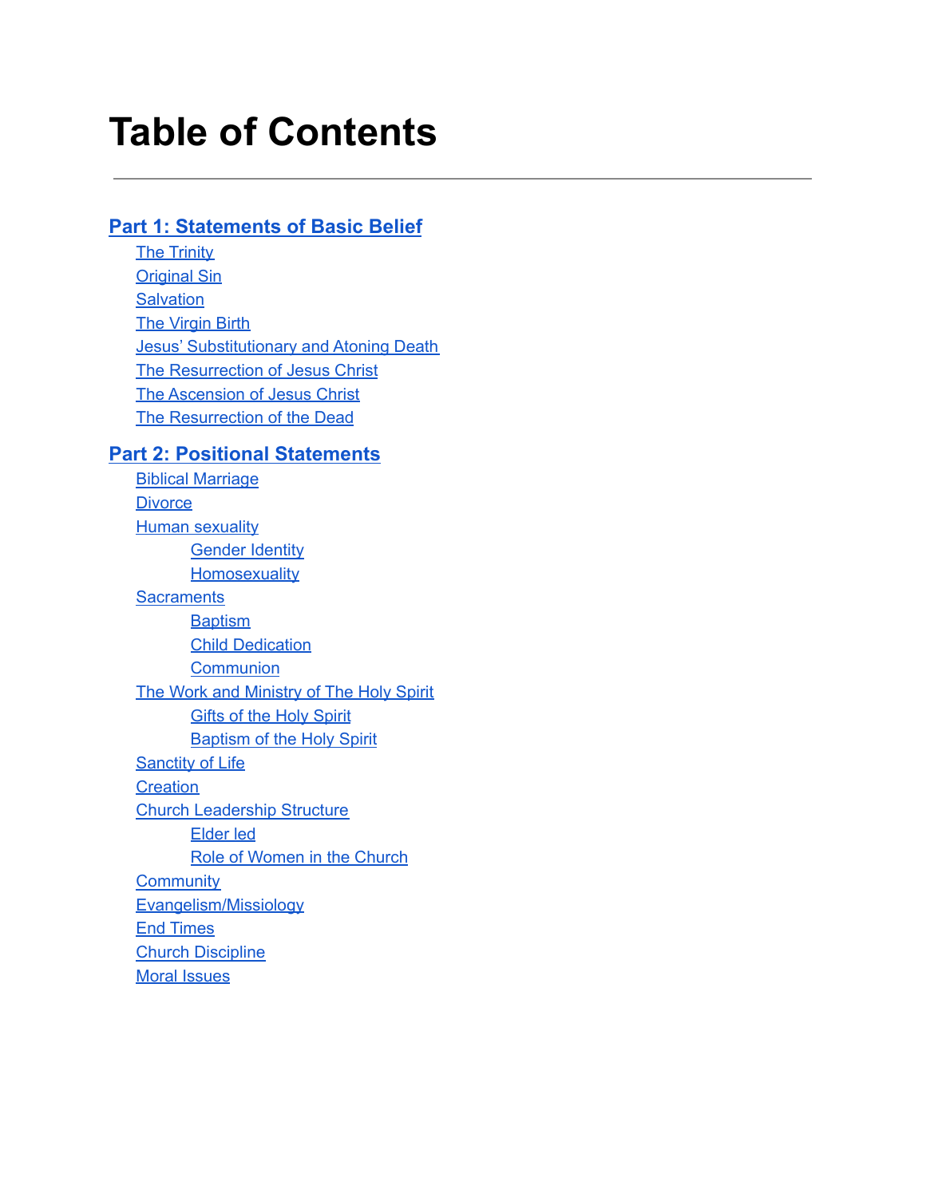# Table of Contents

---

**Part 1: Statements of Basic Belief**

- The Trinity
- Original Sin
- Salvation
- The Virgin Birth
- Jesus' Substitutionary and Atoning Death
- The Resurrection of Jesus Christ
- The Ascension of Jesus Christ
- The Resurrection of the Dead

**Part 2: Positional Statements**

- Biblical Marriage
- Divorce
- Human sexuality
  - Gender Identity
  - Homosexuality
- Sacraments
  - Baptism
  - Child Dedication
  - Communion
- The Work and Ministry of The Holy Spirit
  - Gifts of the Holy Spirit
  - Baptism of the Holy Spirit
- Sanctity of Life
- Creation
- Church Leadership Structure
  - Elder led
  - Role of Women in the Church
- Community
- Evangelism/Missiology
- End Times
- Church Discipline
- Moral Issues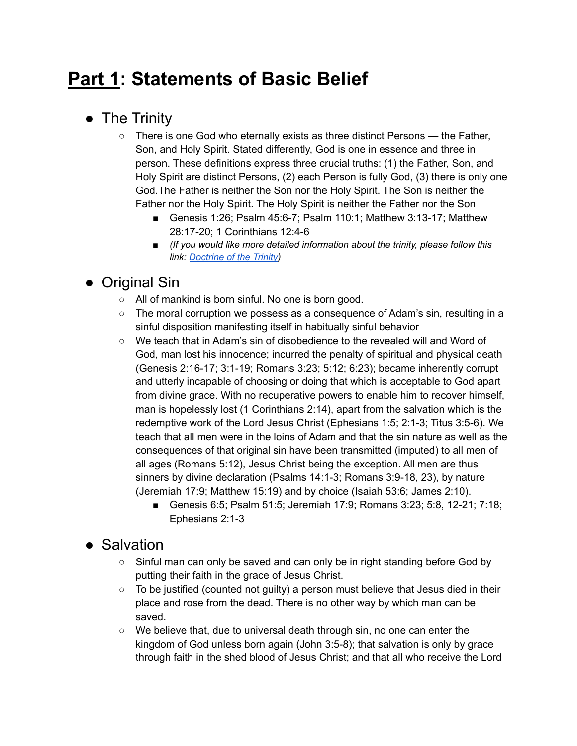# Part 1: Statements of Basic Belief

- The Trinity
  - There is one God who eternally exists as three distinct Persons — the Father, Son, and Holy Spirit. Stated differently, God is one in essence and three in person. These definitions express three crucial truths: (1) the Father, Son, and Holy Spirit are distinct Persons, (2) each Person is fully God, (3) there is only one God.The Father is neither the Son nor the Holy Spirit. The Son is neither the Father nor the Holy Spirit. The Holy Spirit is neither the Father nor the Son
    - Genesis 1:26; Psalm 45:6-7; Psalm 110:1; Matthew 3:13-17; Matthew 28:17-20; 1 Corinthians 12:4-6
    - *(If you would like more detailed information about the trinity, please follow this link: [Doctrine of the Trinity])*

- Original Sin
  - All of mankind is born sinful. No one is born good.
  - The moral corruption we possess as a consequence of Adam's sin, resulting in a sinful disposition manifesting itself in habitually sinful behavior
  - We teach that in Adam's sin of disobedience to the revealed will and Word of God, man lost his innocence; incurred the penalty of spiritual and physical death (Genesis 2:16-17; 3:1-19; Romans 3:23; 5:12; 6:23); became inherently corrupt and utterly incapable of choosing or doing that which is acceptable to God apart from divine grace. With no recuperative powers to enable him to recover himself, man is hopelessly lost (1 Corinthians 2:14), apart from the salvation which is the redemptive work of the Lord Jesus Christ (Ephesians 1:5; 2:1-3; Titus 3:5-6). We teach that all men were in the loins of Adam and that the sin nature as well as the consequences of that original sin have been transmitted (imputed) to all men of all ages (Romans 5:12), Jesus Christ being the exception. All men are thus sinners by divine declaration (Psalms 14:1-3; Romans 3:9-18, 23), by nature (Jeremiah 17:9; Matthew 15:19) and by choice (Isaiah 53:6; James 2:10).
    - Genesis 6:5; Psalm 51:5; Jeremiah 17:9; Romans 3:23; 5:8, 12-21; 7:18; Ephesians 2:1-3

- Salvation
  - Sinful man can only be saved and can only be in right standing before God by putting their faith in the grace of Jesus Christ.
  - To be justified (counted not guilty) a person must believe that Jesus died in their place and rose from the dead. There is no other way by which man can be saved.
  - We believe that, due to universal death through sin, no one can enter the kingdom of God unless born again (John 3:5-8); that salvation is only by grace through faith in the shed blood of Jesus Christ; and that all who receive the Lord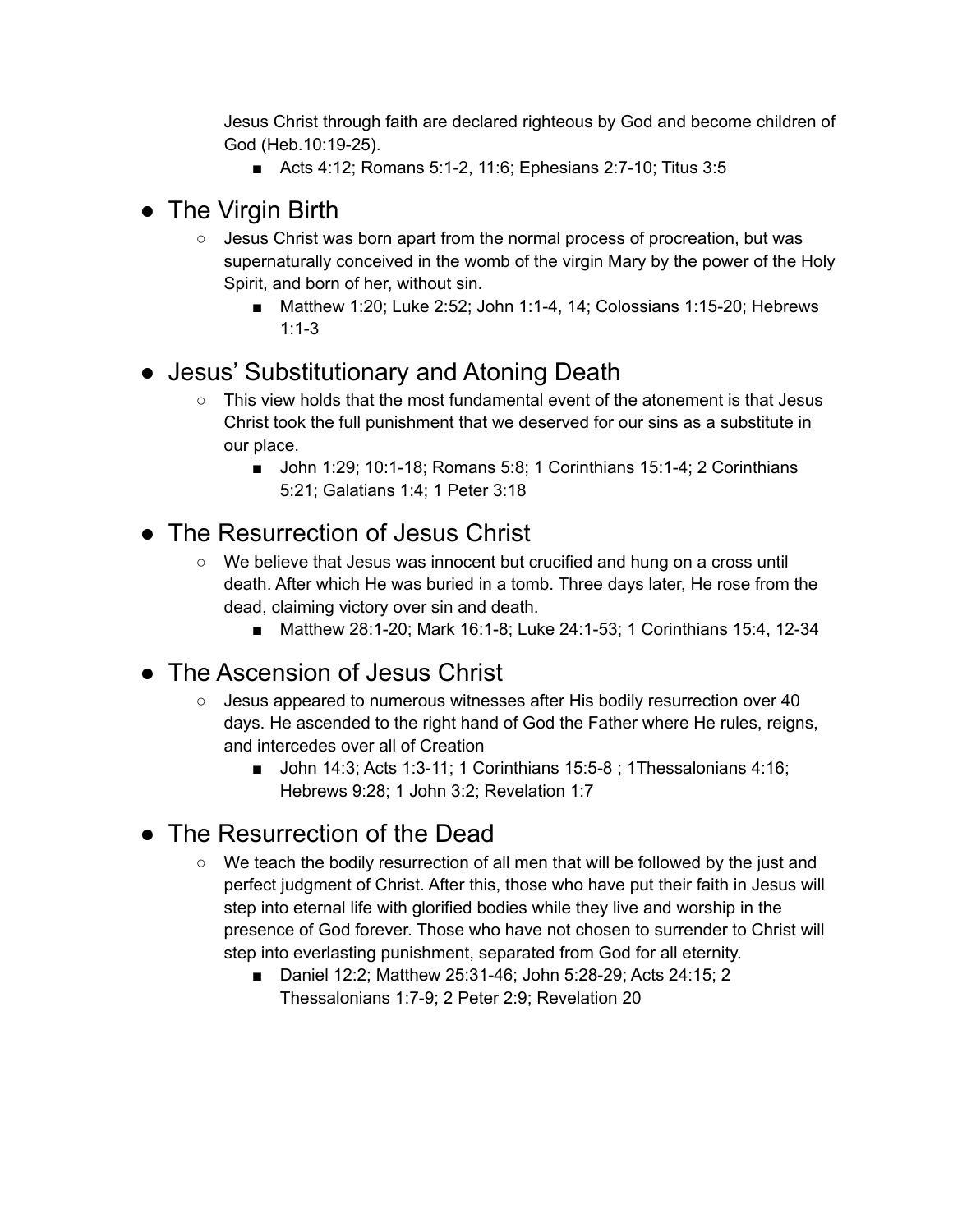Jesus Christ through faith are declared righteous by God and become children of God (Heb.10:19-25).

- Acts 4:12; Romans 5:1-2, 11:6; Ephesians 2:7-10; Titus 3:5

## The Virgin Birth

- Jesus Christ was born apart from the normal process of procreation, but was supernaturally conceived in the womb of the virgin Mary by the power of the Holy Spirit, and born of her, without sin.
    - Matthew 1:20; Luke 2:52; John 1:1-4, 14; Colossians 1:15-20; Hebrews 1:1-3

## Jesus' Substitutionary and Atoning Death

- This view holds that the most fundamental event of the atonement is that Jesus Christ took the full punishment that we deserved for our sins as a substitute in our place.
    - John 1:29; 10:1-18; Romans 5:8; 1 Corinthians 15:1-4; 2 Corinthians 5:21; Galatians 1:4; 1 Peter 3:18

## The Resurrection of Jesus Christ

- We believe that Jesus was innocent but crucified and hung on a cross until death. After which He was buried in a tomb. Three days later, He rose from the dead, claiming victory over sin and death.
    - Matthew 28:1-20; Mark 16:1-8; Luke 24:1-53; 1 Corinthians 15:4, 12-34

## The Ascension of Jesus Christ

- Jesus appeared to numerous witnesses after His bodily resurrection over 40 days. He ascended to the right hand of God the Father where He rules, reigns, and intercedes over all of Creation
    - John 14:3; Acts 1:3-11; 1 Corinthians 15:5-8 ; 1Thessalonians 4:16; Hebrews 9:28; 1 John 3:2; Revelation 1:7

## The Resurrection of the Dead

- We teach the bodily resurrection of all men that will be followed by the just and perfect judgment of Christ. After this, those who have put their faith in Jesus will step into eternal life with glorified bodies while they live and worship in the presence of God forever. Those who have not chosen to surrender to Christ will step into everlasting punishment, separated from God for all eternity.
    - Daniel 12:2; Matthew 25:31-46; John 5:28-29; Acts 24:15; 2 Thessalonians 1:7-9; 2 Peter 2:9; Revelation 20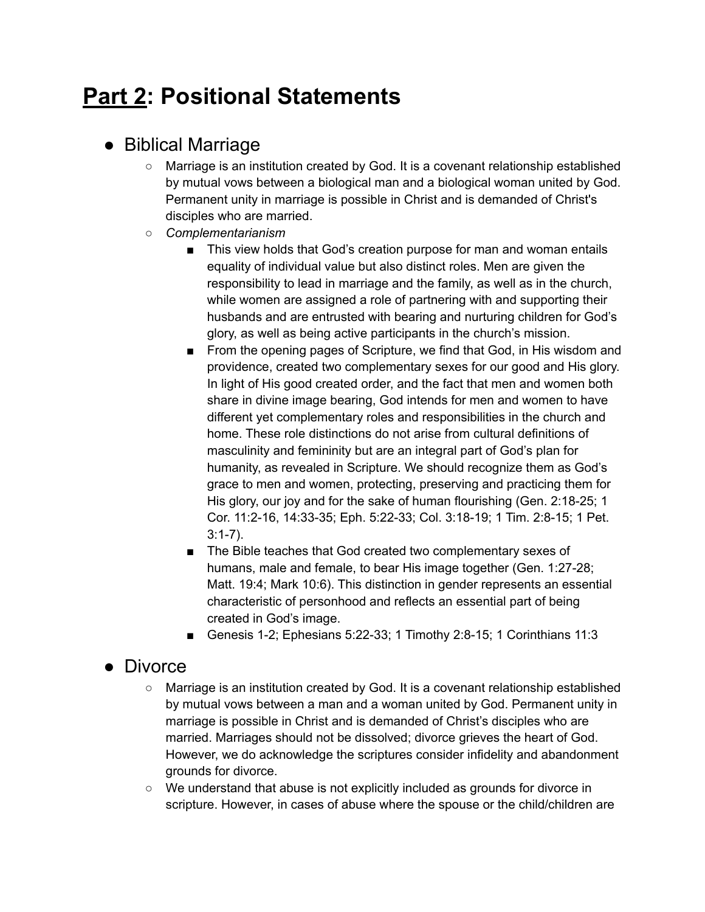# **<u>Part 2</u>: Positional Statements**

- Biblical Marriage
  - Marriage is an institution created by God. It is a covenant relationship established by mutual vows between a biological man and a biological woman united by God. Permanent unity in marriage is possible in Christ and is demanded of Christ's disciples who are married.
  - *Complementarianism*
    - This view holds that God's creation purpose for man and woman entails equality of individual value but also distinct roles. Men are given the responsibility to lead in marriage and the family, as well as in the church, while women are assigned a role of partnering with and supporting their husbands and are entrusted with bearing and nurturing children for God's glory, as well as being active participants in the church's mission.
    - From the opening pages of Scripture, we find that God, in His wisdom and providence, created two complementary sexes for our good and His glory. In light of His good created order, and the fact that men and women both share in divine image bearing, God intends for men and women to have different yet complementary roles and responsibilities in the church and home. These role distinctions do not arise from cultural definitions of masculinity and femininity but are an integral part of God's plan for humanity, as revealed in Scripture. We should recognize them as God's grace to men and women, protecting, preserving and practicing them for His glory, our joy and for the sake of human flourishing (Gen. 2:18-25; 1 Cor. 11:2-16, 14:33-35; Eph. 5:22-33; Col. 3:18-19; 1 Tim. 2:8-15; 1 Pet. 3:1-7).
    - The Bible teaches that God created two complementary sexes of humans, male and female, to bear His image together (Gen. 1:27-28; Matt. 19:4; Mark 10:6). This distinction in gender represents an essential characteristic of personhood and reflects an essential part of being created in God's image.
    - Genesis 1-2; Ephesians 5:22-33; 1 Timothy 2:8-15; 1 Corinthians 11:3
- Divorce
  - Marriage is an institution created by God. It is a covenant relationship established by mutual vows between a man and a woman united by God. Permanent unity in marriage is possible in Christ and is demanded of Christ's disciples who are married. Marriages should not be dissolved; divorce grieves the heart of God. However, we do acknowledge the scriptures consider infidelity and abandonment grounds for divorce.
  - We understand that abuse is not explicitly included as grounds for divorce in scripture. However, in cases of abuse where the spouse or the child/children are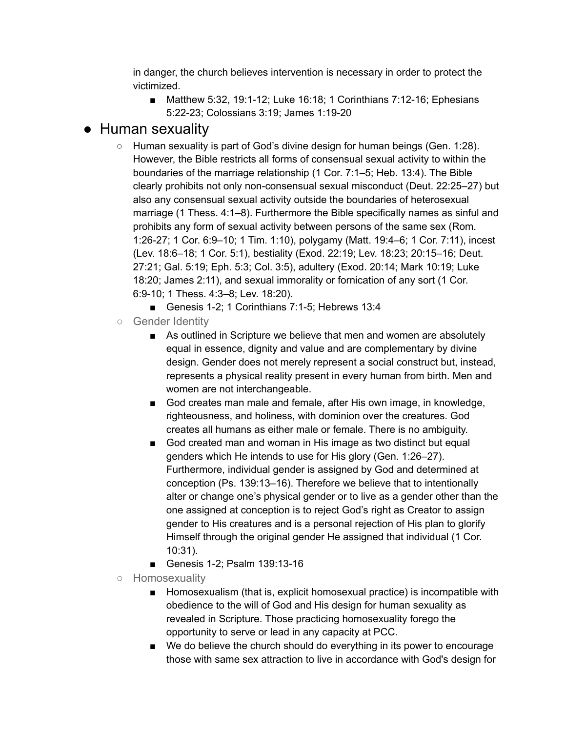in danger, the church believes intervention is necessary in order to protect the victimized.

- Matthew 5:32, 19:1-12; Luke 16:18; 1 Corinthians 7:12-16; Ephesians 5:22-23; Colossians 3:19; James 1:19-20

- Human sexuality
  - Human sexuality is part of God's divine design for human beings (Gen. 1:28). However, the Bible restricts all forms of consensual sexual activity to within the boundaries of the marriage relationship (1 Cor. 7:1–5; Heb. 13:4). The Bible clearly prohibits not only non-consensual sexual misconduct (Deut. 22:25–27) but also any consensual sexual activity outside the boundaries of heterosexual marriage (1 Thess. 4:1–8). Furthermore the Bible specifically names as sinful and prohibits any form of sexual activity between persons of the same sex (Rom. 1:26-27; 1 Cor. 6:9–10; 1 Tim. 1:10), polygamy (Matt. 19:4–6; 1 Cor. 7:11), incest (Lev. 18:6–18; 1 Cor. 5:1), bestiality (Exod. 22:19; Lev. 18:23; 20:15–16; Deut. 27:21; Gal. 5:19; Eph. 5:3; Col. 3:5), adultery (Exod. 20:14; Mark 10:19; Luke 18:20; James 2:11), and sexual immorality or fornication of any sort (1 Cor. 6:9-10; 1 Thess. 4:3–8; Lev. 18:20).
    - Genesis 1-2; 1 Corinthians 7:1-5; Hebrews 13:4
  - Gender Identity
    - As outlined in Scripture we believe that men and women are absolutely equal in essence, dignity and value and are complementary by divine design. Gender does not merely represent a social construct but, instead, represents a physical reality present in every human from birth. Men and women are not interchangeable.
    - God creates man male and female, after His own image, in knowledge, righteousness, and holiness, with dominion over the creatures. God creates all humans as either male or female. There is no ambiguity.
    - God created man and woman in His image as two distinct but equal genders which He intends to use for His glory (Gen. 1:26–27). Furthermore, individual gender is assigned by God and determined at conception (Ps. 139:13–16). Therefore we believe that to intentionally alter or change one's physical gender or to live as a gender other than the one assigned at conception is to reject God's right as Creator to assign gender to His creatures and is a personal rejection of His plan to glorify Himself through the original gender He assigned that individual (1 Cor. 10:31).
    - Genesis 1-2; Psalm 139:13-16
  - Homosexuality
    - Homosexualism (that is, explicit homosexual practice) is incompatible with obedience to the will of God and His design for human sexuality as revealed in Scripture. Those practicing homosexuality forego the opportunity to serve or lead in any capacity at PCC.
    - We do believe the church should do everything in its power to encourage those with same sex attraction to live in accordance with God's design for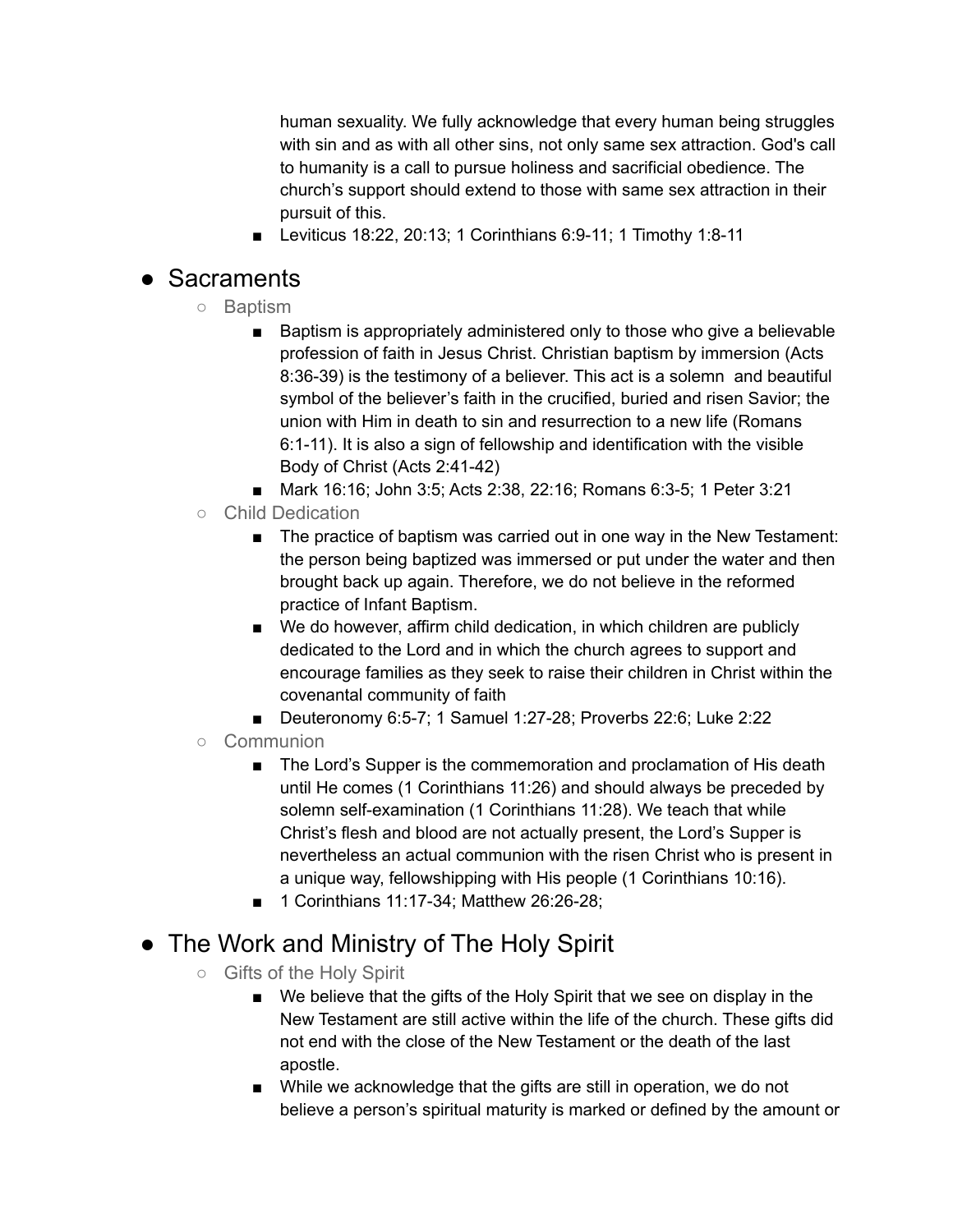human sexuality. We fully acknowledge that every human being struggles with sin and as with all other sins, not only same sex attraction. God's call to humanity is a call to pursue holiness and sacrificial obedience. The church's support should extend to those with same sex attraction in their pursuit of this.

- Leviticus 18:22, 20:13; 1 Corinthians 6:9-11; 1 Timothy 1:8-11

- Sacraments
  - Baptism
    - Baptism is appropriately administered only to those who give a believable profession of faith in Jesus Christ. Christian baptism by immersion (Acts 8:36-39) is the testimony of a believer. This act is a solemn and beautiful symbol of the believer's faith in the crucified, buried and risen Savior; the union with Him in death to sin and resurrection to a new life (Romans 6:1-11). It is also a sign of fellowship and identification with the visible Body of Christ (Acts 2:41-42)
    - Mark 16:16; John 3:5; Acts 2:38, 22:16; Romans 6:3-5; 1 Peter 3:21
  - Child Dedication
    - The practice of baptism was carried out in one way in the New Testament: the person being baptized was immersed or put under the water and then brought back up again. Therefore, we do not believe in the reformed practice of Infant Baptism.
    - We do however, affirm child dedication, in which children are publicly dedicated to the Lord and in which the church agrees to support and encourage families as they seek to raise their children in Christ within the covenantal community of faith
    - Deuteronomy 6:5-7; 1 Samuel 1:27-28; Proverbs 22:6; Luke 2:22
  - Communion
    - The Lord's Supper is the commemoration and proclamation of His death until He comes (1 Corinthians 11:26) and should always be preceded by solemn self-examination (1 Corinthians 11:28). We teach that while Christ's flesh and blood are not actually present, the Lord's Supper is nevertheless an actual communion with the risen Christ who is present in a unique way, fellowshipping with His people (1 Corinthians 10:16).
    - 1 Corinthians 11:17-34; Matthew 26:26-28;

- The Work and Ministry of The Holy Spirit
  - Gifts of the Holy Spirit
    - We believe that the gifts of the Holy Spirit that we see on display in the New Testament are still active within the life of the church. These gifts did not end with the close of the New Testament or the death of the last apostle.
    - While we acknowledge that the gifts are still in operation, we do not believe a person's spiritual maturity is marked or defined by the amount or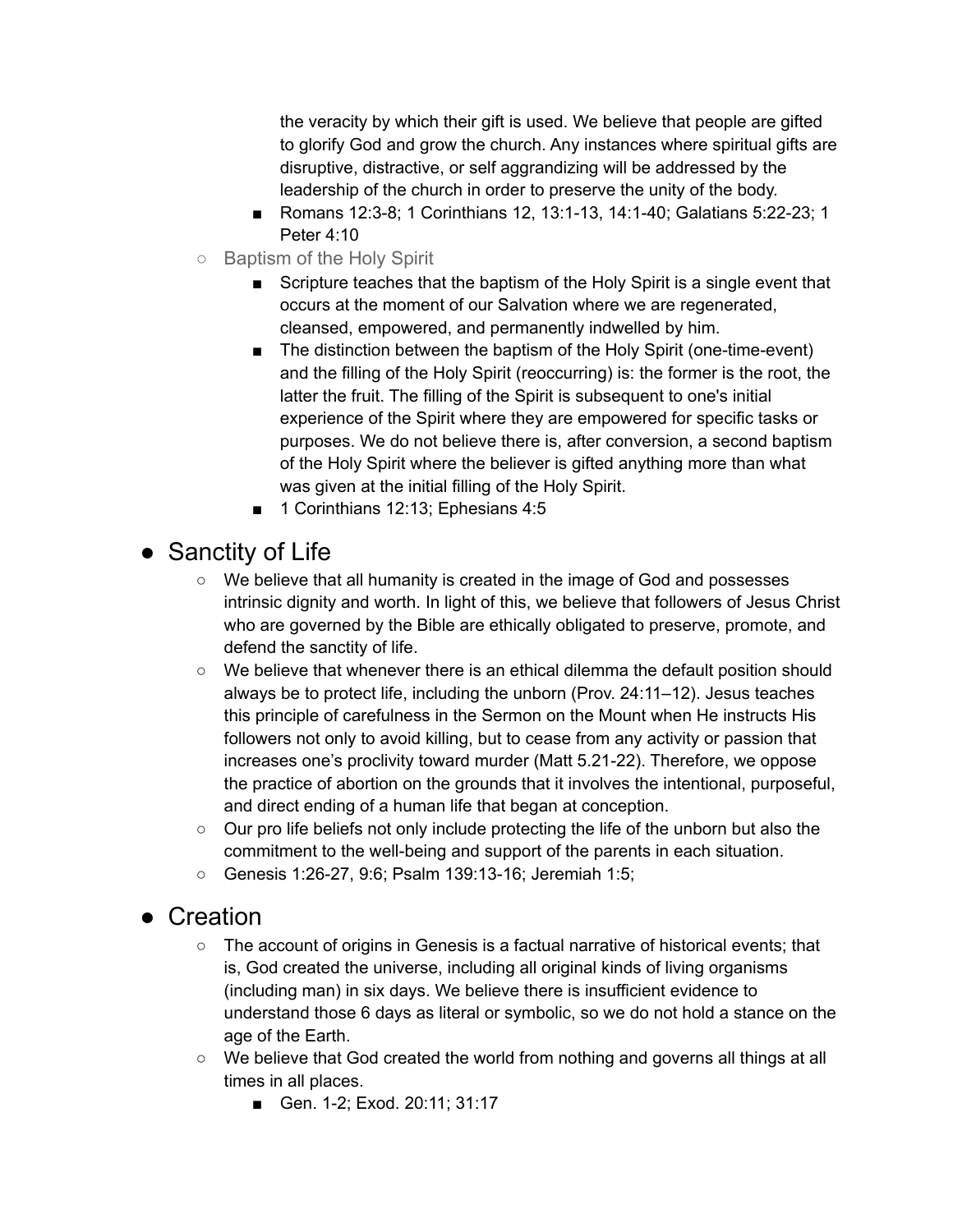the veracity by which their gift is used. We believe that people are gifted to glorify God and grow the church. Any instances where spiritual gifts are disruptive, distractive, or self aggrandizing will be addressed by the leadership of the church in order to preserve the unity of the body.

    - Romans 12:3-8; 1 Corinthians 12, 13:1-13, 14:1-40; Galatians 5:22-23; 1 Peter 4:10

- Baptism of the Holy Spirit
    - Scripture teaches that the baptism of the Holy Spirit is a single event that occurs at the moment of our Salvation where we are regenerated, cleansed, empowered, and permanently indwelled by him.
    - The distinction between the baptism of the Holy Spirit (one-time-event) and the filling of the Holy Spirit (reoccurring) is: the former is the root, the latter the fruit. The filling of the Spirit is subsequent to one's initial experience of the Spirit where they are empowered for specific tasks or purposes. We do not believe there is, after conversion, a second baptism of the Holy Spirit where the believer is gifted anything more than what was given at the initial filling of the Holy Spirit.
    - 1 Corinthians 12:13; Ephesians 4:5

## Sanctity of Life

- We believe that all humanity is created in the image of God and possesses intrinsic dignity and worth. In light of this, we believe that followers of Jesus Christ who are governed by the Bible are ethically obligated to preserve, promote, and defend the sanctity of life.
- We believe that whenever there is an ethical dilemma the default position should always be to protect life, including the unborn (Prov. 24:11–12). Jesus teaches this principle of carefulness in the Sermon on the Mount when He instructs His followers not only to avoid killing, but to cease from any activity or passion that increases one's proclivity toward murder (Matt 5.21-22). Therefore, we oppose the practice of abortion on the grounds that it involves the intentional, purposeful, and direct ending of a human life that began at conception.
- Our pro life beliefs not only include protecting the life of the unborn but also the commitment to the well-being and support of the parents in each situation.
- Genesis 1:26-27, 9:6; Psalm 139:13-16; Jeremiah 1:5;

## Creation

- The account of origins in Genesis is a factual narrative of historical events; that is, God created the universe, including all original kinds of living organisms (including man) in six days. We believe there is insufficient evidence to understand those 6 days as literal or symbolic, so we do not hold a stance on the age of the Earth.
- We believe that God created the world from nothing and governs all things at all times in all places.
    - Gen. 1-2; Exod. 20:11; 31:17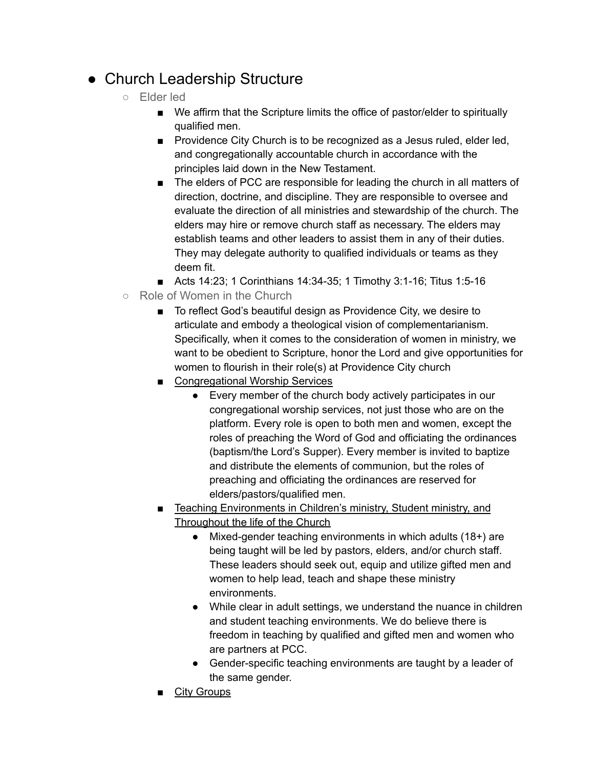- Church Leadership Structure
  - Elder led
    - We affirm that the Scripture limits the office of pastor/elder to spiritually qualified men.
    - Providence City Church is to be recognized as a Jesus ruled, elder led, and congregationally accountable church in accordance with the principles laid down in the New Testament.
    - The elders of PCC are responsible for leading the church in all matters of direction, doctrine, and discipline. They are responsible to oversee and evaluate the direction of all ministries and stewardship of the church. The elders may hire or remove church staff as necessary. The elders may establish teams and other leaders to assist them in any of their duties. They may delegate authority to qualified individuals or teams as they deem fit.
    - Acts 14:23; 1 Corinthians 14:34-35; 1 Timothy 3:1-16; Titus 1:5-16
  - Role of Women in the Church
    - To reflect God's beautiful design as Providence City, we desire to articulate and embody a theological vision of complementarianism. Specifically, when it comes to the consideration of women in ministry, we want to be obedient to Scripture, honor the Lord and give opportunities for women to flourish in their role(s) at Providence City church
    - <u>Congregational Worship Services</u>
      - Every member of the church body actively participates in our congregational worship services, not just those who are on the platform. Every role is open to both men and women, except the roles of preaching the Word of God and officiating the ordinances (baptism/the Lord's Supper). Every member is invited to baptize and distribute the elements of communion, but the roles of preaching and officiating the ordinances are reserved for elders/pastors/qualified men.
    - <u>Teaching Environments in Children's ministry, Student ministry, and Throughout the life of the Church</u>
      - Mixed-gender teaching environments in which adults (18+) are being taught will be led by pastors, elders, and/or church staff. These leaders should seek out, equip and utilize gifted men and women to help lead, teach and shape these ministry environments.
      - While clear in adult settings, we understand the nuance in children and student teaching environments. We do believe there is freedom in teaching by qualified and gifted men and women who are partners at PCC.
      - Gender-specific teaching environments are taught by a leader of the same gender.
    - <u>City Groups</u>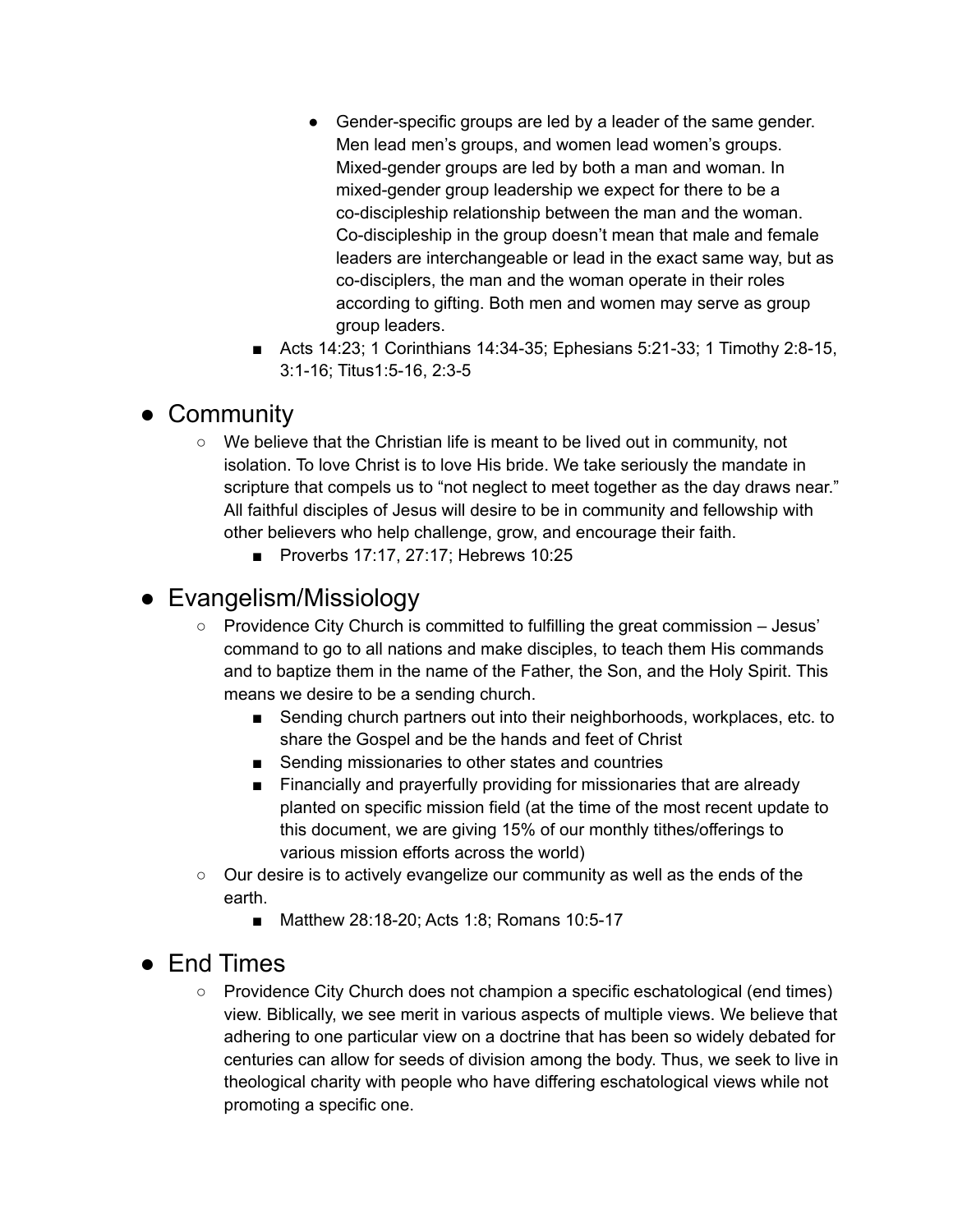- Gender-specific groups are led by a leader of the same gender. Men lead men's groups, and women lead women's groups. Mixed-gender groups are led by both a man and woman. In mixed-gender group leadership we expect for there to be a co-discipleship relationship between the man and the woman. Co-discipleship in the group doesn't mean that male and female leaders are interchangeable or lead in the exact same way, but as co-disciplers, the man and the woman operate in their roles according to gifting. Both men and women may serve as group group leaders.
    - Acts 14:23; 1 Corinthians 14:34-35; Ephesians 5:21-33; 1 Timothy 2:8-15, 3:1-16; Titus1:5-16, 2:3-5

- Community
  - We believe that the Christian life is meant to be lived out in community, not isolation. To love Christ is to love His bride. We take seriously the mandate in scripture that compels us to "not neglect to meet together as the day draws near." All faithful disciples of Jesus will desire to be in community and fellowship with other believers who help challenge, grow, and encourage their faith.
    - Proverbs 17:17, 27:17; Hebrews 10:25

- Evangelism/Missiology
  - Providence City Church is committed to fulfilling the great commission – Jesus' command to go to all nations and make disciples, to teach them His commands and to baptize them in the name of the Father, the Son, and the Holy Spirit. This means we desire to be a sending church.
    - Sending church partners out into their neighborhoods, workplaces, etc. to share the Gospel and be the hands and feet of Christ
    - Sending missionaries to other states and countries
    - Financially and prayerfully providing for missionaries that are already planted on specific mission field (at the time of the most recent update to this document, we are giving 15% of our monthly tithes/offerings to various mission efforts across the world)
  - Our desire is to actively evangelize our community as well as the ends of the earth.
    - Matthew 28:18-20; Acts 1:8; Romans 10:5-17

- End Times
  - Providence City Church does not champion a specific eschatological (end times) view. Biblically, we see merit in various aspects of multiple views. We believe that adhering to one particular view on a doctrine that has been so widely debated for centuries can allow for seeds of division among the body. Thus, we seek to live in theological charity with people who have differing eschatological views while not promoting a specific one.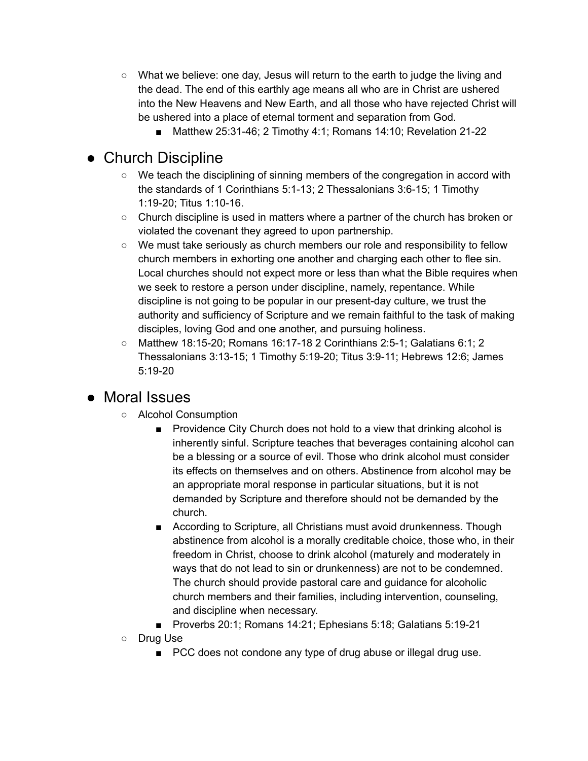- What we believe: one day, Jesus will return to the earth to judge the living and the dead. The end of this earthly age means all who are in Christ are ushered into the New Heavens and New Earth, and all those who have rejected Christ will be ushered into a place of eternal torment and separation from God.
  - Matthew 25:31-46; 2 Timothy 4:1; Romans 14:10; Revelation 21-22

## Church Discipline

- We teach the disciplining of sinning members of the congregation in accord with the standards of 1 Corinthians 5:1-13; 2 Thessalonians 3:6-15; 1 Timothy 1:19-20; Titus 1:10-16.
- Church discipline is used in matters where a partner of the church has broken or violated the covenant they agreed to upon partnership.
- We must take seriously as church members our role and responsibility to fellow church members in exhorting one another and charging each other to flee sin. Local churches should not expect more or less than what the Bible requires when we seek to restore a person under discipline, namely, repentance. While discipline is not going to be popular in our present-day culture, we trust the authority and sufficiency of Scripture and we remain faithful to the task of making disciples, loving God and one another, and pursuing holiness.
- Matthew 18:15-20; Romans 16:17-18 2 Corinthians 2:5-1; Galatians 6:1; 2 Thessalonians 3:13-15; 1 Timothy 5:19-20; Titus 3:9-11; Hebrews 12:6; James 5:19-20

## Moral Issues

- Alcohol Consumption
  - Providence City Church does not hold to a view that drinking alcohol is inherently sinful. Scripture teaches that beverages containing alcohol can be a blessing or a source of evil. Those who drink alcohol must consider its effects on themselves and on others. Abstinence from alcohol may be an appropriate moral response in particular situations, but it is not demanded by Scripture and therefore should not be demanded by the church.
  - According to Scripture, all Christians must avoid drunkenness. Though abstinence from alcohol is a morally creditable choice, those who, in their freedom in Christ, choose to drink alcohol (maturely and moderately in ways that do not lead to sin or drunkenness) are not to be condemned. The church should provide pastoral care and guidance for alcoholic church members and their families, including intervention, counseling, and discipline when necessary.
  - Proverbs 20:1; Romans 14:21; Ephesians 5:18; Galatians 5:19-21
- Drug Use
  - PCC does not condone any type of drug abuse or illegal drug use.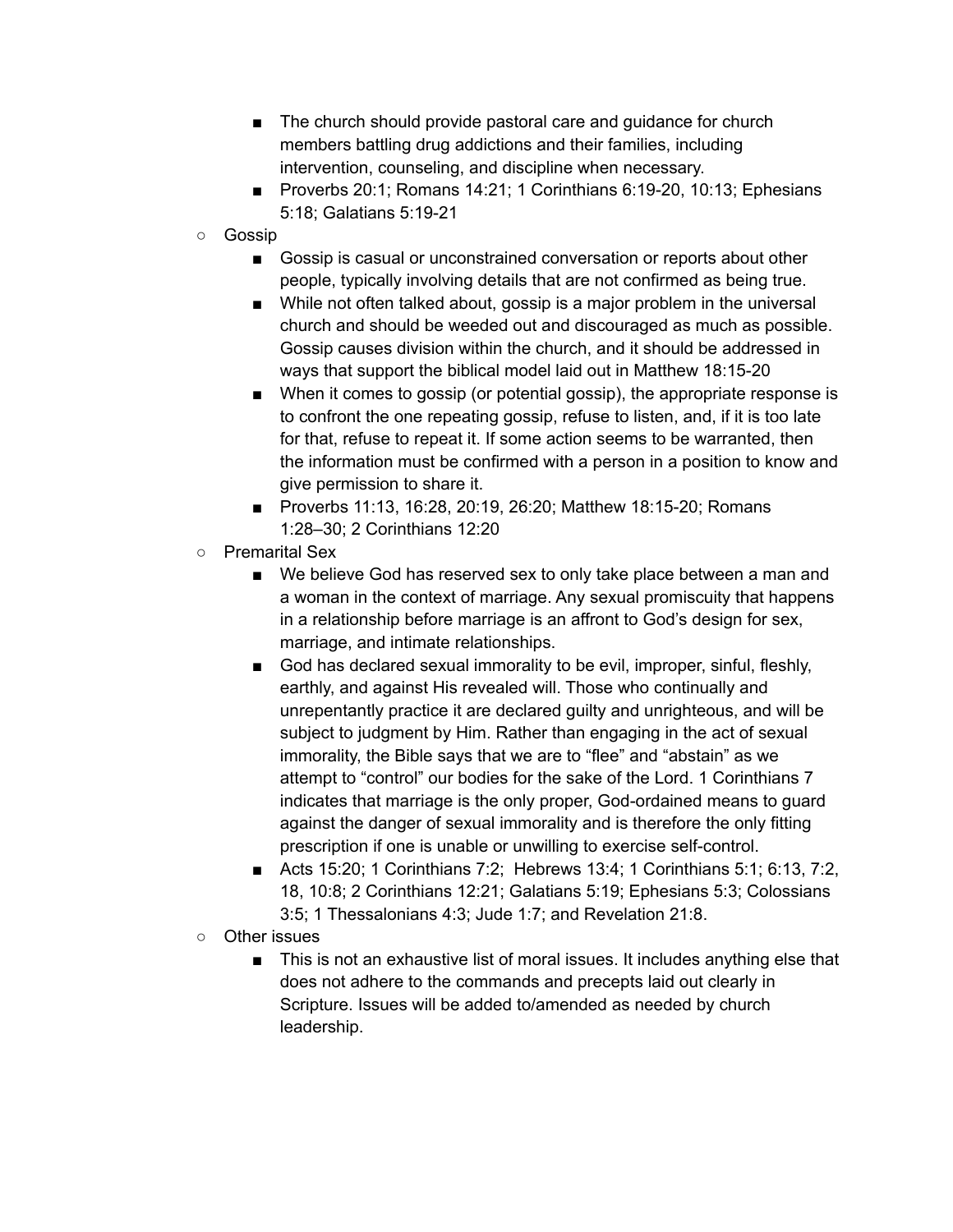- The church should provide pastoral care and guidance for church members battling drug addictions and their families, including intervention, counseling, and discipline when necessary.
    - Proverbs 20:1; Romans 14:21; 1 Corinthians 6:19-20, 10:13; Ephesians 5:18; Galatians 5:19-21
  - Gossip
    - Gossip is casual or unconstrained conversation or reports about other people, typically involving details that are not confirmed as being true.
    - While not often talked about, gossip is a major problem in the universal church and should be weeded out and discouraged as much as possible. Gossip causes division within the church, and it should be addressed in ways that support the biblical model laid out in Matthew 18:15-20
    - When it comes to gossip (or potential gossip), the appropriate response is to confront the one repeating gossip, refuse to listen, and, if it is too late for that, refuse to repeat it. If some action seems to be warranted, then the information must be confirmed with a person in a position to know and give permission to share it.
    - Proverbs 11:13, 16:28, 20:19, 26:20; Matthew 18:15-20; Romans 1:28–30; 2 Corinthians 12:20
  - Premarital Sex
    - We believe God has reserved sex to only take place between a man and a woman in the context of marriage. Any sexual promiscuity that happens in a relationship before marriage is an affront to God's design for sex, marriage, and intimate relationships.
    - God has declared sexual immorality to be evil, improper, sinful, fleshly, earthly, and against His revealed will. Those who continually and unrepentantly practice it are declared guilty and unrighteous, and will be subject to judgment by Him. Rather than engaging in the act of sexual immorality, the Bible says that we are to "flee" and "abstain" as we attempt to "control" our bodies for the sake of the Lord. 1 Corinthians 7 indicates that marriage is the only proper, God-ordained means to guard against the danger of sexual immorality and is therefore the only fitting prescription if one is unable or unwilling to exercise self-control.
    - Acts 15:20; 1 Corinthians 7:2; Hebrews 13:4; 1 Corinthians 5:1; 6:13, 7:2, 18, 10:8; 2 Corinthians 12:21; Galatians 5:19; Ephesians 5:3; Colossians 3:5; 1 Thessalonians 4:3; Jude 1:7; and Revelation 21:8.
  - Other issues
    - This is not an exhaustive list of moral issues. It includes anything else that does not adhere to the commands and precepts laid out clearly in Scripture. Issues will be added to/amended as needed by church leadership.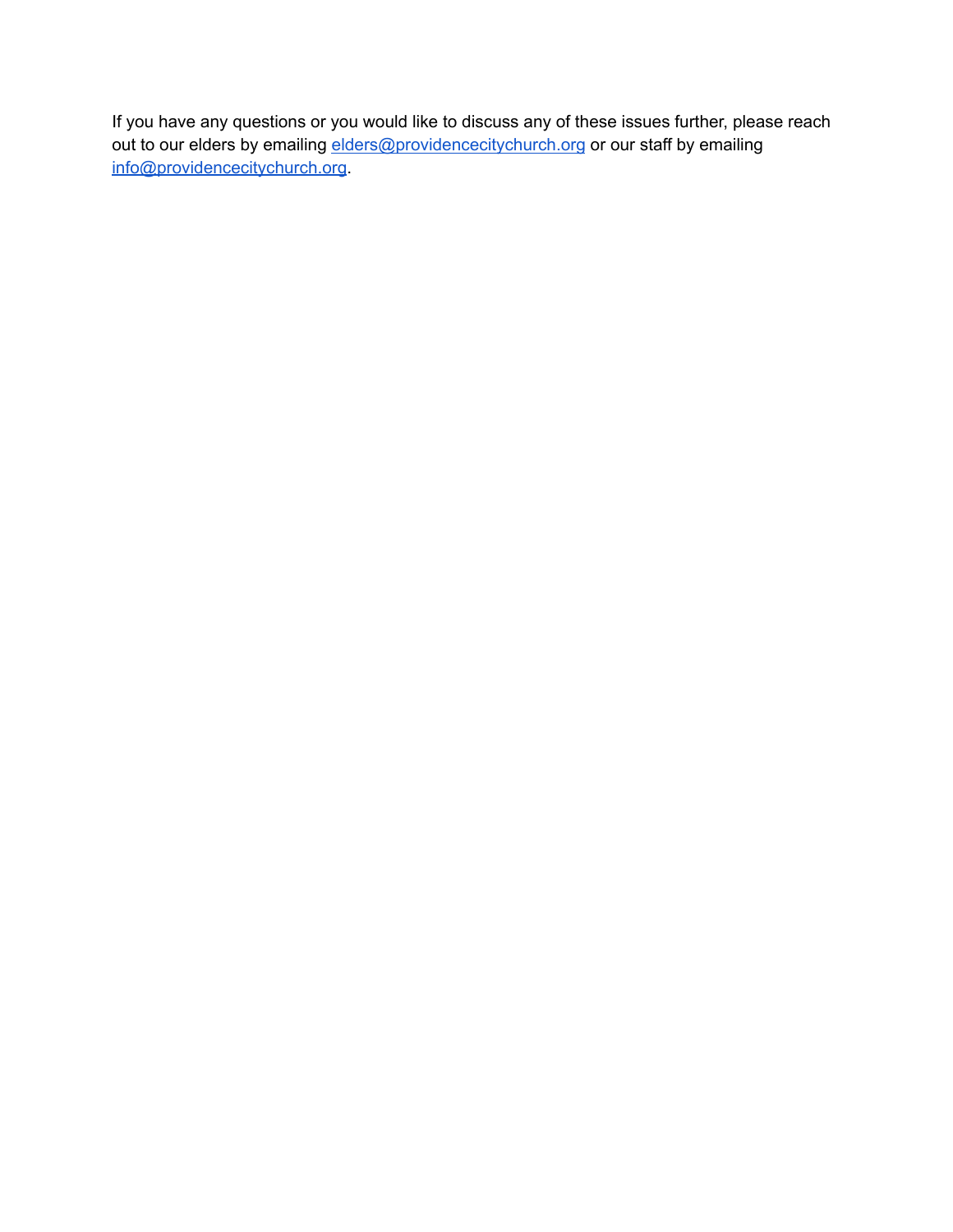If you have any questions or you would like to discuss any of these issues further, please reach out to our elders by emailing elders@providencecitychurch.org or our staff by emailing info@providencecitychurch.org.